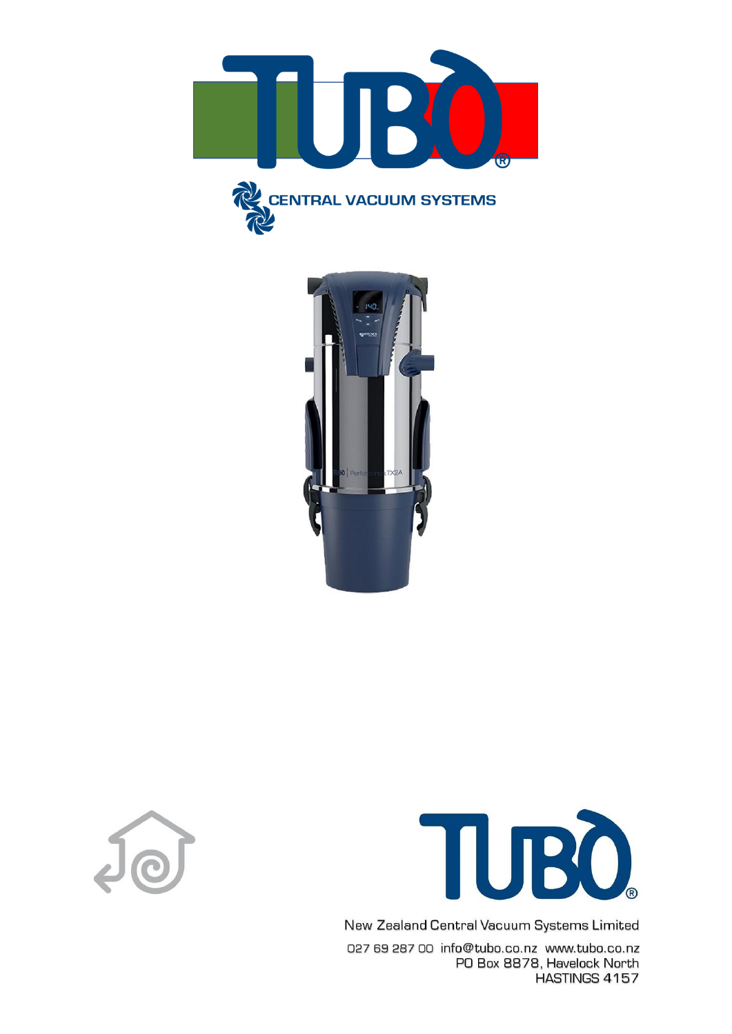# TUBO®

## CENTRAL VACUUM SYSTEMS

TUBO®

New Zealand Central Vacuum Systems Limited

027 69 287 00 info@tubo.co.nz www.tubo.co.nz
PO Box 8878, Havelock North
HASTINGS 4157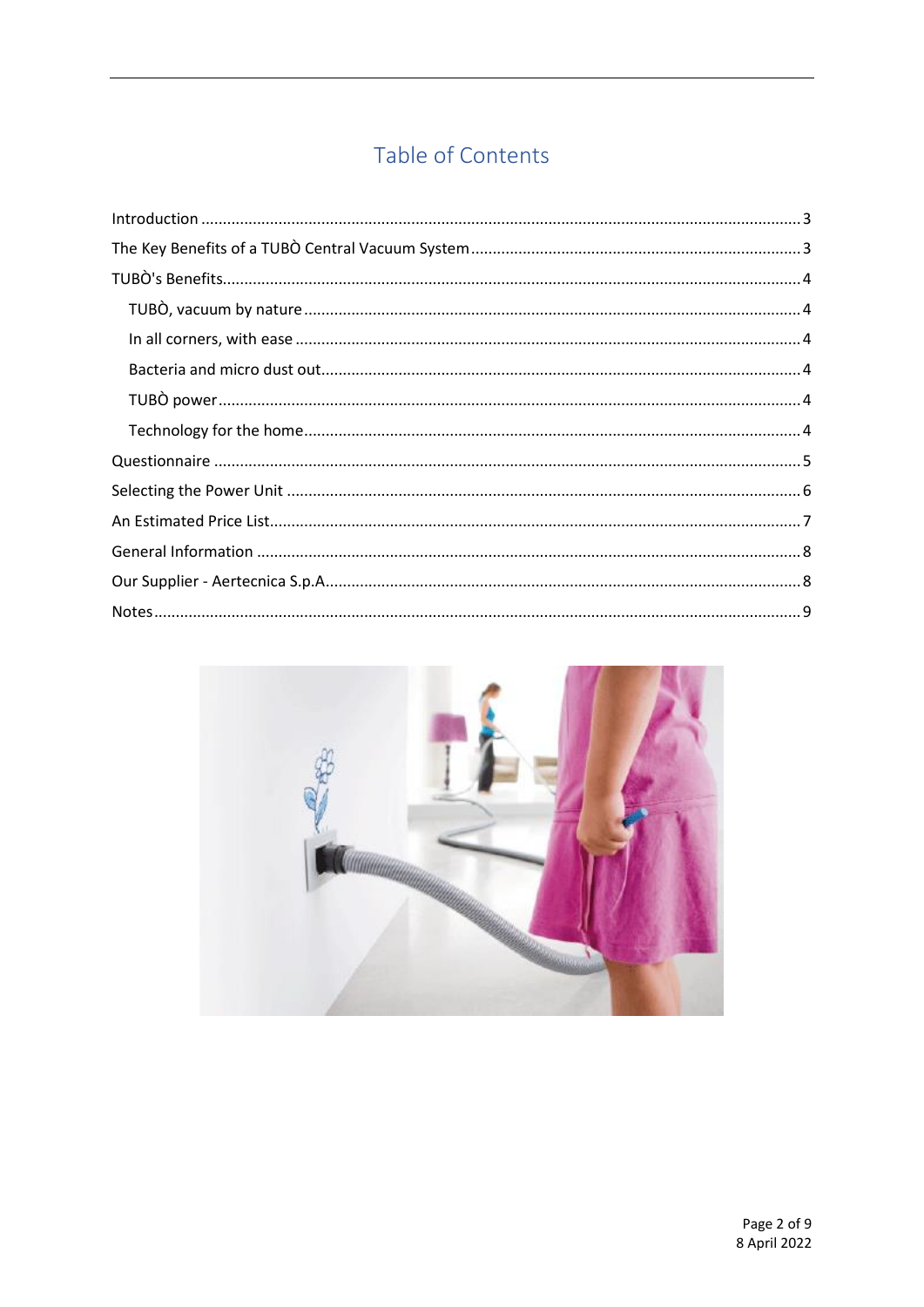# Table of Contents

- Introduction ........ 3
- The Key Benefits of a TUBÒ Central Vacuum System ........ 3
- TUBÒ's Benefits ........ 4
  - TUBÒ, vacuum by nature ........ 4
  - In all corners, with ease ........ 4
  - Bacteria and micro dust out ........ 4
  - TUBÒ power ........ 4
  - Technology for the home ........ 4
- Questionnaire ........ 5
- Selecting the Power Unit ........ 6
- An Estimated Price List ........ 7
- General Information ........ 8
- Our Supplier - Aertecnica S.p.A. ........ 8
- Notes ........ 9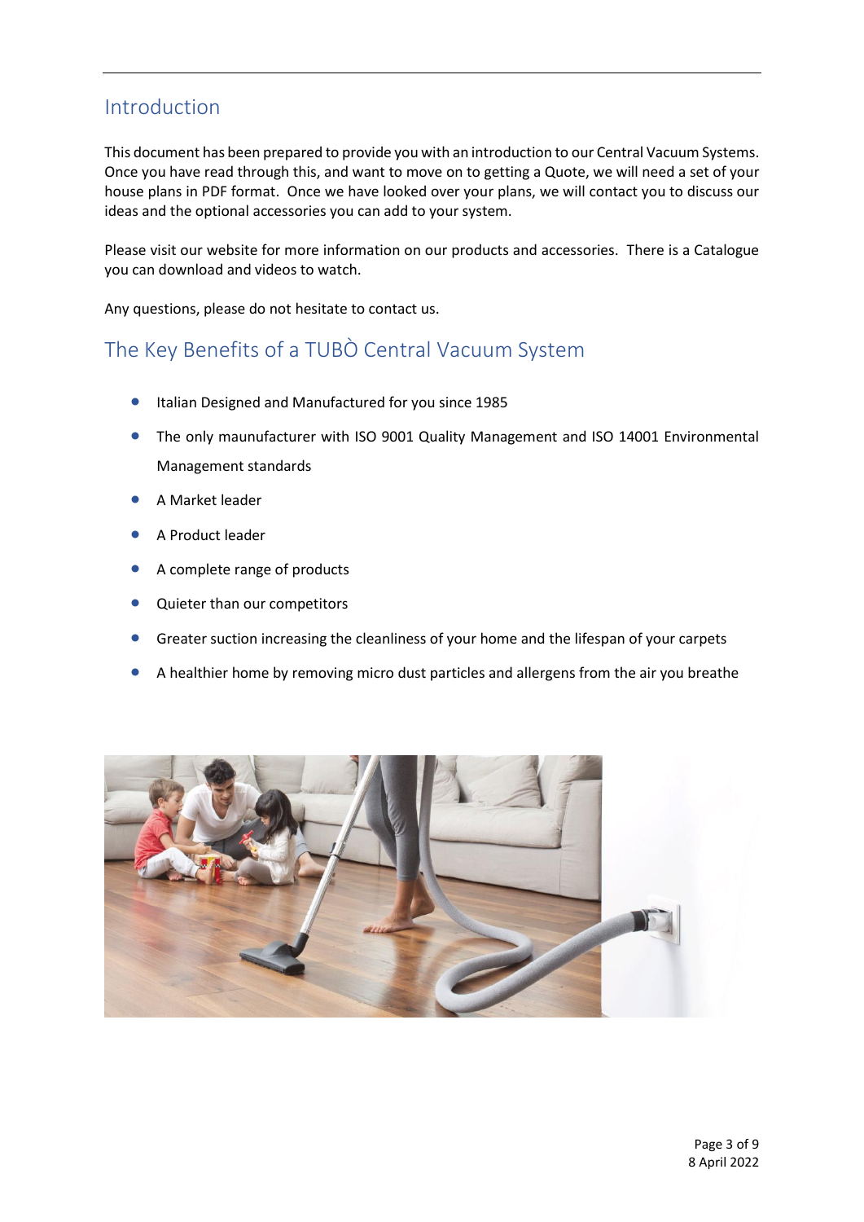## Introduction

This document has been prepared to provide you with an introduction to our Central Vacuum Systems. Once you have read through this, and want to move on to getting a Quote, we will need a set of your house plans in PDF format. Once we have looked over your plans, we will contact you to discuss our ideas and the optional accessories you can add to your system.

Please visit our website for more information on our products and accessories. There is a Catalogue you can download and videos to watch.

Any questions, please do not hesitate to contact us.

## The Key Benefits of a TUBÒ Central Vacuum System

- Italian Designed and Manufactured for you since 1985
- The only maunufacturer with ISO 9001 Quality Management and ISO 14001 Environmental Management standards
- A Market leader
- A Product leader
- A complete range of products
- Quieter than our competitors
- Greater suction increasing the cleanliness of your home and the lifespan of your carpets
- A healthier home by removing micro dust particles and allergens from the air you breathe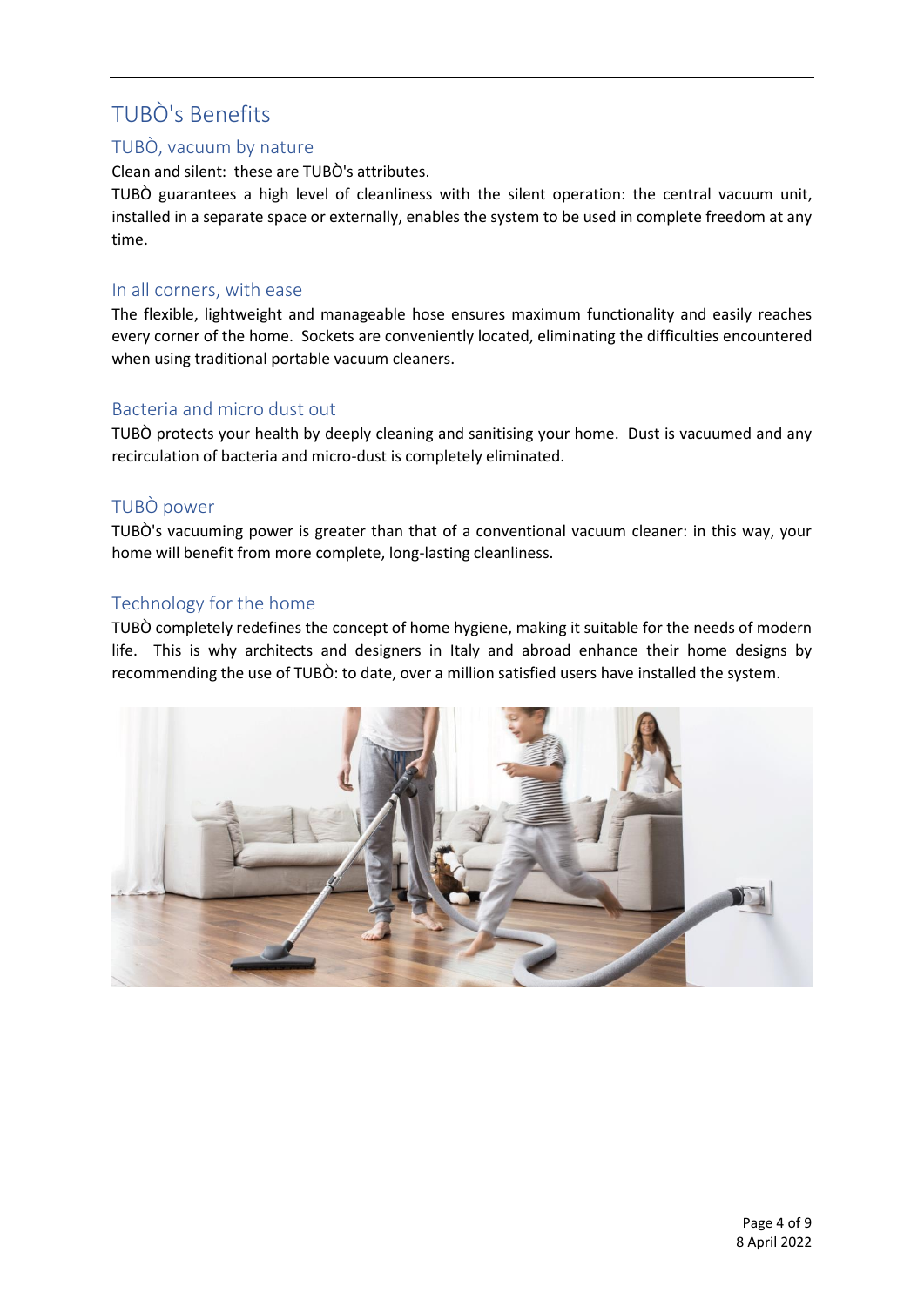# TUBÒ's Benefits

## TUBÒ, vacuum by nature

Clean and silent: these are TUBÒ's attributes.

TUBÒ guarantees a high level of cleanliness with the silent operation: the central vacuum unit, installed in a separate space or externally, enables the system to be used in complete freedom at any time.

## In all corners, with ease

The flexible, lightweight and manageable hose ensures maximum functionality and easily reaches every corner of the home. Sockets are conveniently located, eliminating the difficulties encountered when using traditional portable vacuum cleaners.

## Bacteria and micro dust out

TUBÒ protects your health by deeply cleaning and sanitising your home. Dust is vacuumed and any recirculation of bacteria and micro-dust is completely eliminated.

## TUBÒ power

TUBÒ's vacuuming power is greater than that of a conventional vacuum cleaner: in this way, your home will benefit from more complete, long-lasting cleanliness.

## Technology for the home

TUBÒ completely redefines the concept of home hygiene, making it suitable for the needs of modern life. This is why architects and designers in Italy and abroad enhance their home designs by recommending the use of TUBÒ: to date, over a million satisfied users have installed the system.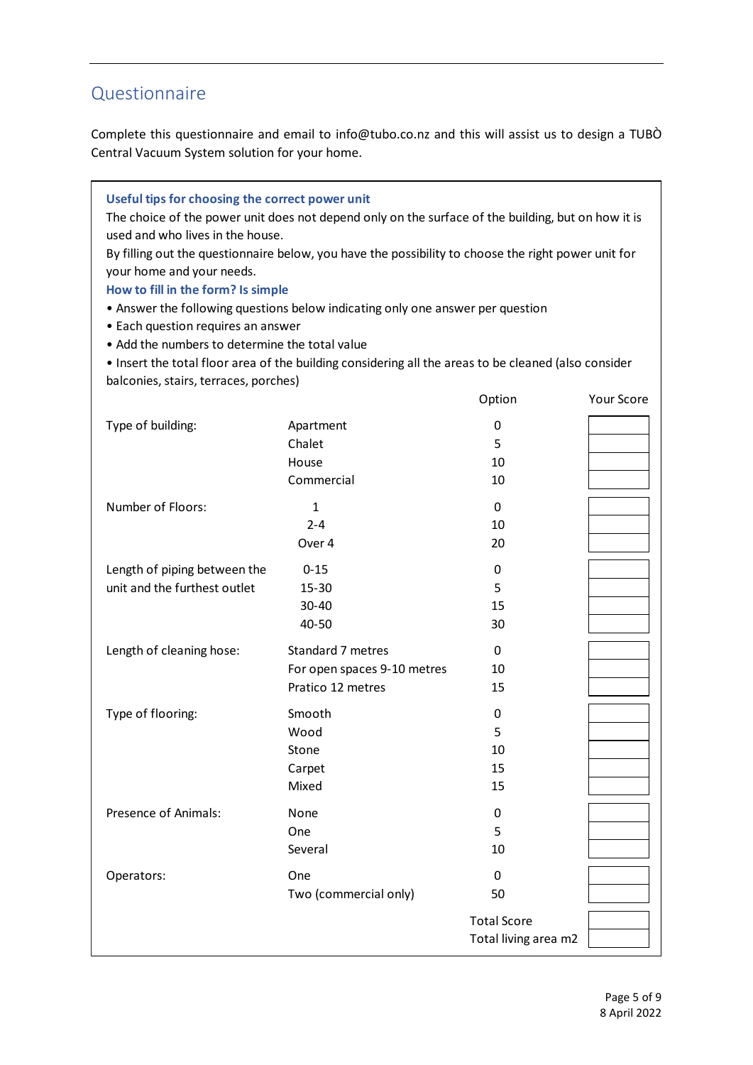## Questionnaire

Complete this questionnaire and email to info@tubo.co.nz and this will assist us to design a TUBÒ Central Vacuum System solution for your home.

**Useful tips for choosing the correct power unit**

The choice of the power unit does not depend only on the surface of the building, but on how it is used and who lives in the house.

By filling out the questionnaire below, you have the possibility to choose the right power unit for your home and your needs.

**How to fill in the form? Is simple**

- Answer the following questions below indicating only one answer per question
- Each question requires an answer
- Add the numbers to determine the total value
- Insert the total floor area of the building considering all the areas to be cleaned (also consider balconies, stairs, terraces, porches)

| | | Option | Your Score |
|---|---|---|---|
| Type of building: | Apartment | 0 | |
| | Chalet | 5 | |
| | House | 10 | |
| | Commercial | 10 | |
| Number of Floors: | 1 | 0 | |
| | 2-4 | 10 | |
| | Over 4 | 20 | |
| Length of piping between the unit and the furthest outlet | 0-15 | 0 | |
| | 15-30 | 5 | |
| | 30-40 | 15 | |
| | 40-50 | 30 | |
| Length of cleaning hose: | Standard 7 metres | 0 | |
| | For open spaces 9-10 metres | 10 | |
| | Pratico 12 metres | 15 | |
| Type of flooring: | Smooth | 0 | |
| | Wood | 5 | |
| | Stone | 10 | |
| | Carpet | 15 | |
| | Mixed | 15 | |
| Presence of Animals: | None | 0 | |
| | One | 5 | |
| | Several | 10 | |
| Operators: | One | 0 | |
| | Two (commercial only) | 50 | |
| | | Total Score | |
| | | Total living area m2 | |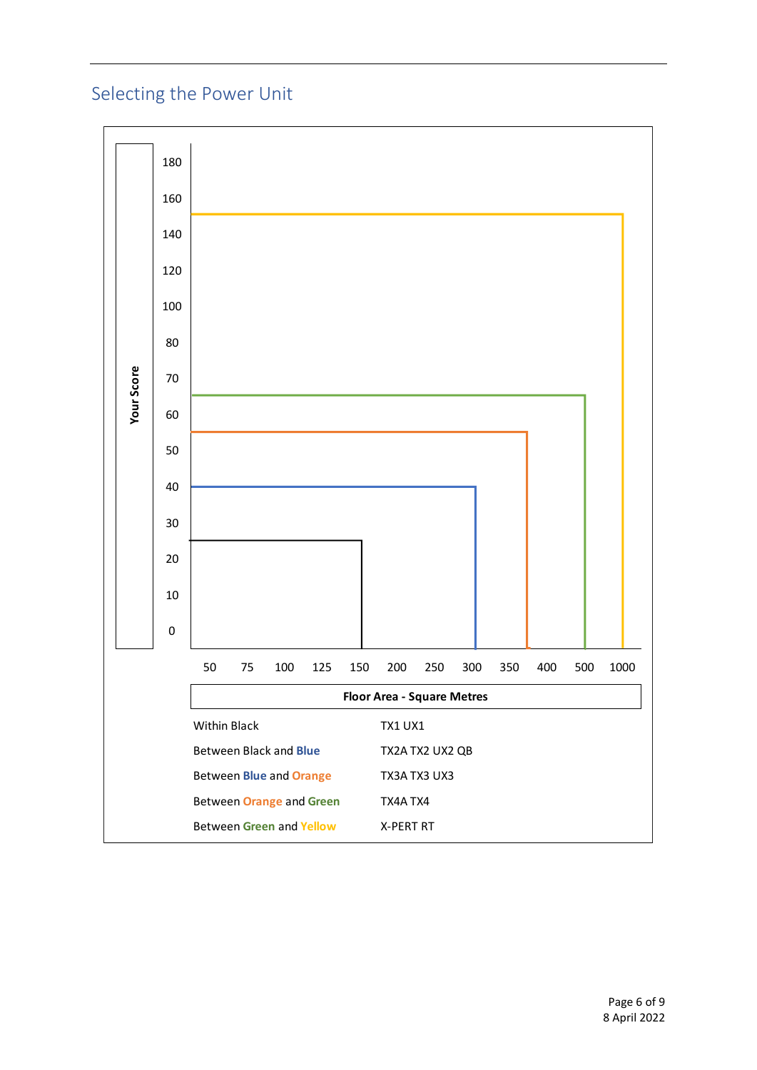## Selecting the Power Unit

Your Score

180

160

140

120

100

80

70

60

50

40

30

20

10

0

50 75 100 125 150 200 250 300 350 400 500 1000

**Floor Area - Square Metres**

| | |
|---|---|
| Within Black | TX1 UX1 |
| Between Black and Blue | TX2A TX2 UX2 QB |
| Between Blue and Orange | TX3A TX3 UX3 |
| Between Orange and Green | TX4A TX4 |
| Between Green and Yellow | X-PERT RT |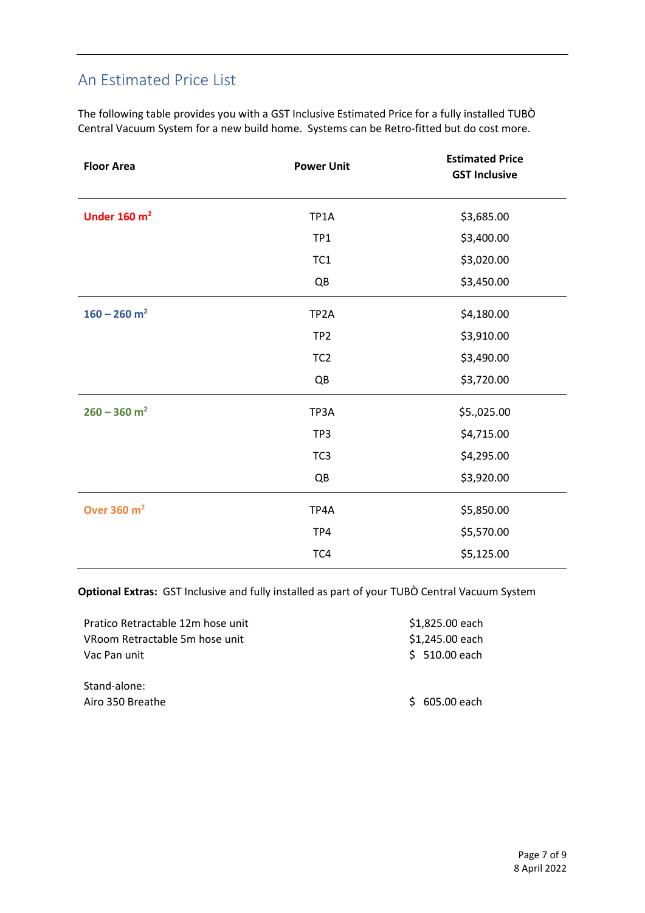## An Estimated Price List

The following table provides you with a GST Inclusive Estimated Price for a fully installed TUBÒ Central Vacuum System for a new build home. Systems can be Retro-fitted but do cost more.

| Floor Area | Power Unit | Estimated Price GST Inclusive |
|---|---|---|
| **Under 160 m$^2$** | TP1A | $3,685.00 |
| | TP1 | $3,400.00 |
| | TC1 | $3,020.00 |
| | QB | $3,450.00 |
| **160 – 260 m$^2$** | TP2A | $4,180.00 |
| | TP2 | $3,910.00 |
| | TC2 | $3,490.00 |
| | QB | $3,720.00 |
| **260 – 360 m$^2$** | TP3A | $5.,025.00 |
| | TP3 | $4,715.00 |
| | TC3 | $4,295.00 |
| | QB | $3,920.00 |
| **Over 360 m$^2$** | TP4A | $5,850.00 |
| | TP4 | $5,570.00 |
| | TC4 | $5,125.00 |

**Optional Extras:** GST Inclusive and fully installed as part of your TUBÒ Central Vacuum System

| | |
|---|---|
| Pratico Retractable 12m hose unit | $1,825.00 each |
| VRoom Retractable 5m hose unit | $1,245.00 each |
| Vac Pan unit | $ 510.00 each |

Stand-alone:

| | |
|---|---|
| Airo 350 Breathe | $ 605.00 each |

8 April 2022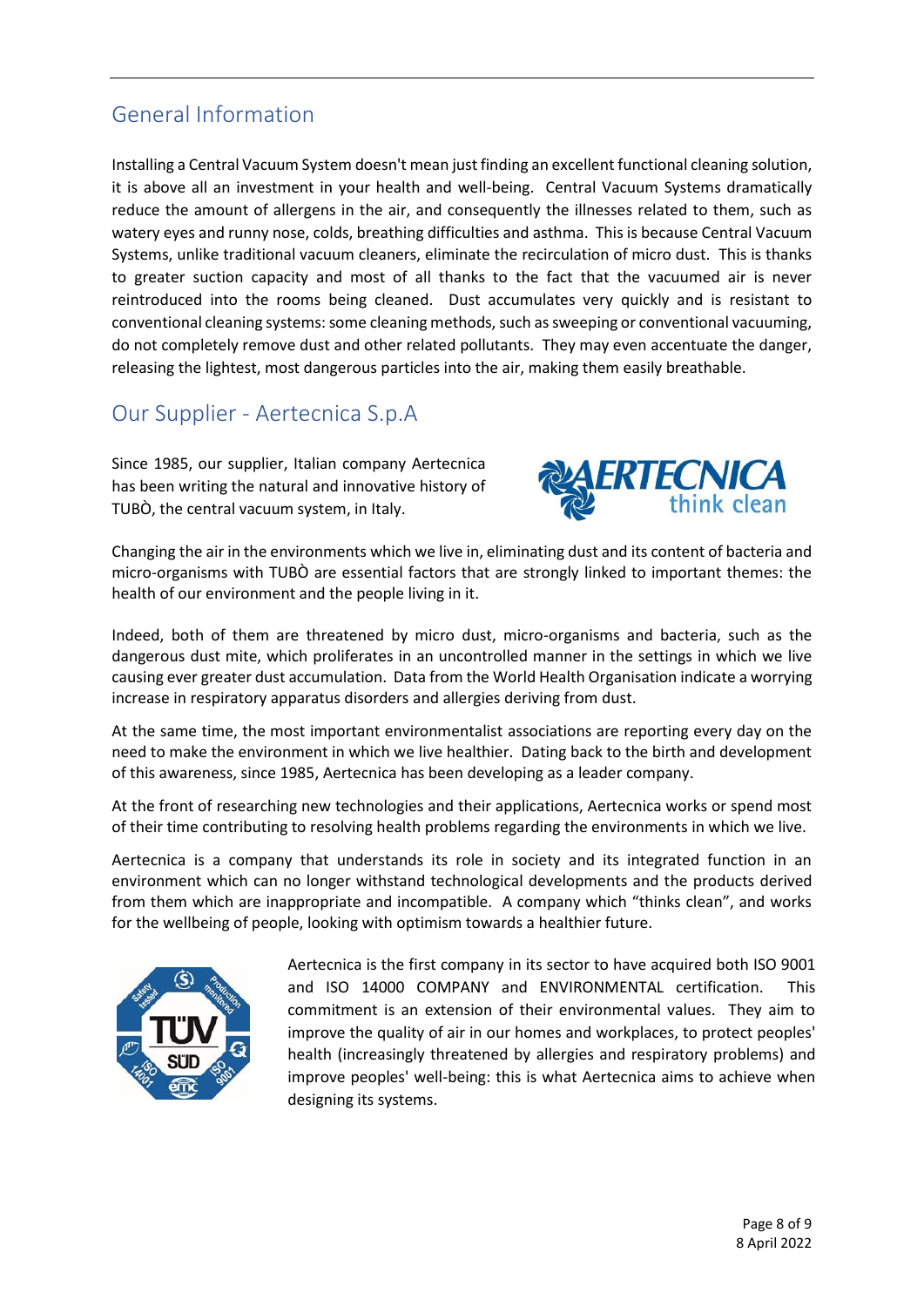## General Information

Installing a Central Vacuum System doesn't mean just finding an excellent functional cleaning solution, it is above all an investment in your health and well-being. Central Vacuum Systems dramatically reduce the amount of allergens in the air, and consequently the illnesses related to them, such as watery eyes and runny nose, colds, breathing difficulties and asthma. This is because Central Vacuum Systems, unlike traditional vacuum cleaners, eliminate the recirculation of micro dust. This is thanks to greater suction capacity and most of all thanks to the fact that the vacuumed air is never reintroduced into the rooms being cleaned. Dust accumulates very quickly and is resistant to conventional cleaning systems: some cleaning methods, such as sweeping or conventional vacuuming, do not completely remove dust and other related pollutants. They may even accentuate the danger, releasing the lightest, most dangerous particles into the air, making them easily breathable.

## Our Supplier - Aertecnica S.p.A

Since 1985, our supplier, Italian company Aertecnica has been writing the natural and innovative history of TUBÒ, the central vacuum system, in Italy.

Changing the air in the environments which we live in, eliminating dust and its content of bacteria and micro-organisms with TUBÒ are essential factors that are strongly linked to important themes: the health of our environment and the people living in it.

Indeed, both of them are threatened by micro dust, micro-organisms and bacteria, such as the dangerous dust mite, which proliferates in an uncontrolled manner in the settings in which we live causing ever greater dust accumulation. Data from the World Health Organisation indicate a worrying increase in respiratory apparatus disorders and allergies deriving from dust.

At the same time, the most important environmentalist associations are reporting every day on the need to make the environment in which we live healthier. Dating back to the birth and development of this awareness, since 1985, Aertecnica has been developing as a leader company.

At the front of researching new technologies and their applications, Aertecnica works or spend most of their time contributing to resolving health problems regarding the environments in which we live.

Aertecnica is a company that understands its role in society and its integrated function in an environment which can no longer withstand technological developments and the products derived from them which are inappropriate and incompatible. A company which "thinks clean", and works for the wellbeing of people, looking with optimism towards a healthier future.

Aertecnica is the first company in its sector to have acquired both ISO 9001 and ISO 14000 COMPANY and ENVIRONMENTAL certification. This commitment is an extension of their environmental values. They aim to improve the quality of air in our homes and workplaces, to protect peoples' health (increasingly threatened by allergies and respiratory problems) and improve peoples' well-being: this is what Aertecnica aims to achieve when designing its systems.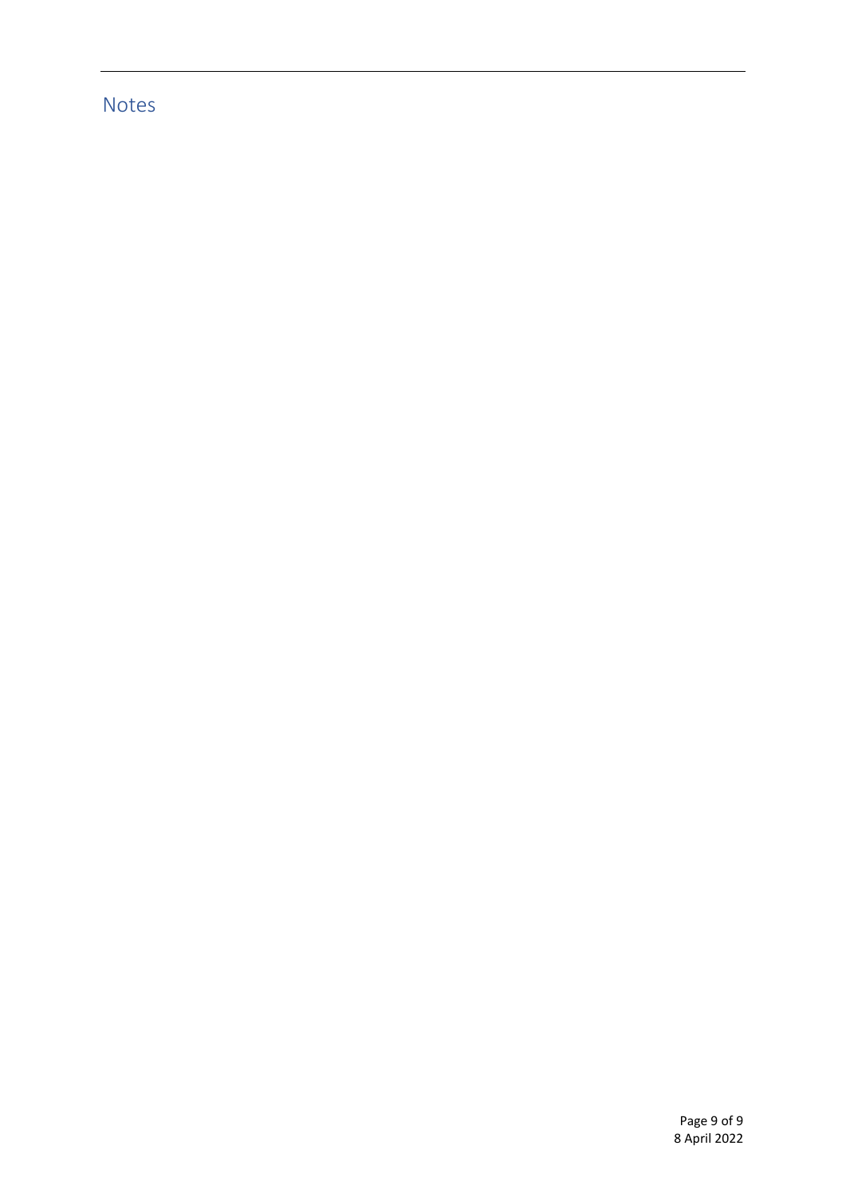## Notes